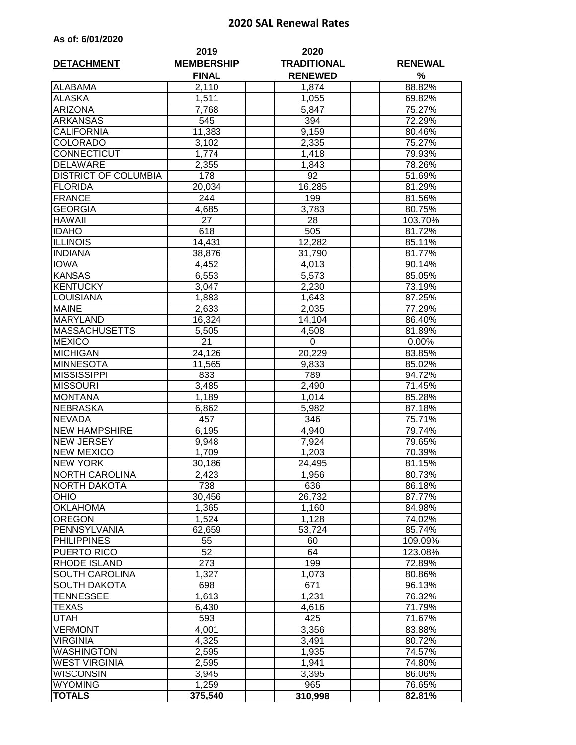# 2020 SAL Renewal Rates

**As of: 6/01/2020**

| DETACHMENT | 2019 MEMBERSHIP FINAL | 2020 TRADITIONAL RENEWED | RENEWAL % |
|---|---|---|---|
| ALABAMA | 2,110 | 1,874 | 88.82% |
| ALASKA | 1,511 | 1,055 | 69.82% |
| ARIZONA | 7,768 | 5,847 | 75.27% |
| ARKANSAS | 545 | 394 | 72.29% |
| CALIFORNIA | 11,383 | 9,159 | 80.46% |
| COLORADO | 3,102 | 2,335 | 75.27% |
| CONNECTICUT | 1,774 | 1,418 | 79.93% |
| DELAWARE | 2,355 | 1,843 | 78.26% |
| DISTRICT OF COLUMBIA | 178 | 92 | 51.69% |
| FLORIDA | 20,034 | 16,285 | 81.29% |
| FRANCE | 244 | 199 | 81.56% |
| GEORGIA | 4,685 | 3,783 | 80.75% |
| HAWAII | 27 | 28 | 103.70% |
| IDAHO | 618 | 505 | 81.72% |
| ILLINOIS | 14,431 | 12,282 | 85.11% |
| INDIANA | 38,876 | 31,790 | 81.77% |
| IOWA | 4,452 | 4,013 | 90.14% |
| KANSAS | 6,553 | 5,573 | 85.05% |
| KENTUCKY | 3,047 | 2,230 | 73.19% |
| LOUISIANA | 1,883 | 1,643 | 87.25% |
| MAINE | 2,633 | 2,035 | 77.29% |
| MARYLAND | 16,324 | 14,104 | 86.40% |
| MASSACHUSETTS | 5,505 | 4,508 | 81.89% |
| MEXICO | 21 | 0 | 0.00% |
| MICHIGAN | 24,126 | 20,229 | 83.85% |
| MINNESOTA | 11,565 | 9,833 | 85.02% |
| MISSISSIPPI | 833 | 789 | 94.72% |
| MISSOURI | 3,485 | 2,490 | 71.45% |
| MONTANA | 1,189 | 1,014 | 85.28% |
| NEBRASKA | 6,862 | 5,982 | 87.18% |
| NEVADA | 457 | 346 | 75.71% |
| NEW HAMPSHIRE | 6,195 | 4,940 | 79.74% |
| NEW JERSEY | 9,948 | 7,924 | 79.65% |
| NEW MEXICO | 1,709 | 1,203 | 70.39% |
| NEW YORK | 30,186 | 24,495 | 81.15% |
| NORTH CAROLINA | 2,423 | 1,956 | 80.73% |
| NORTH DAKOTA | 738 | 636 | 86.18% |
| OHIO | 30,456 | 26,732 | 87.77% |
| OKLAHOMA | 1,365 | 1,160 | 84.98% |
| OREGON | 1,524 | 1,128 | 74.02% |
| PENNSYLVANIA | 62,659 | 53,724 | 85.74% |
| PHILIPPINES | 55 | 60 | 109.09% |
| PUERTO RICO | 52 | 64 | 123.08% |
| RHODE ISLAND | 273 | 199 | 72.89% |
| SOUTH CAROLINA | 1,327 | 1,073 | 80.86% |
| SOUTH DAKOTA | 698 | 671 | 96.13% |
| TENNESSEE | 1,613 | 1,231 | 76.32% |
| TEXAS | 6,430 | 4,616 | 71.79% |
| UTAH | 593 | 425 | 71.67% |
| VERMONT | 4,001 | 3,356 | 83.88% |
| VIRGINIA | 4,325 | 3,491 | 80.72% |
| WASHINGTON | 2,595 | 1,935 | 74.57% |
| WEST VIRGINIA | 2,595 | 1,941 | 74.80% |
| WISCONSIN | 3,945 | 3,395 | 86.06% |
| WYOMING | 1,259 | 965 | 76.65% |
| **TOTALS** | **375,540** | **310,998** | **82.81%** |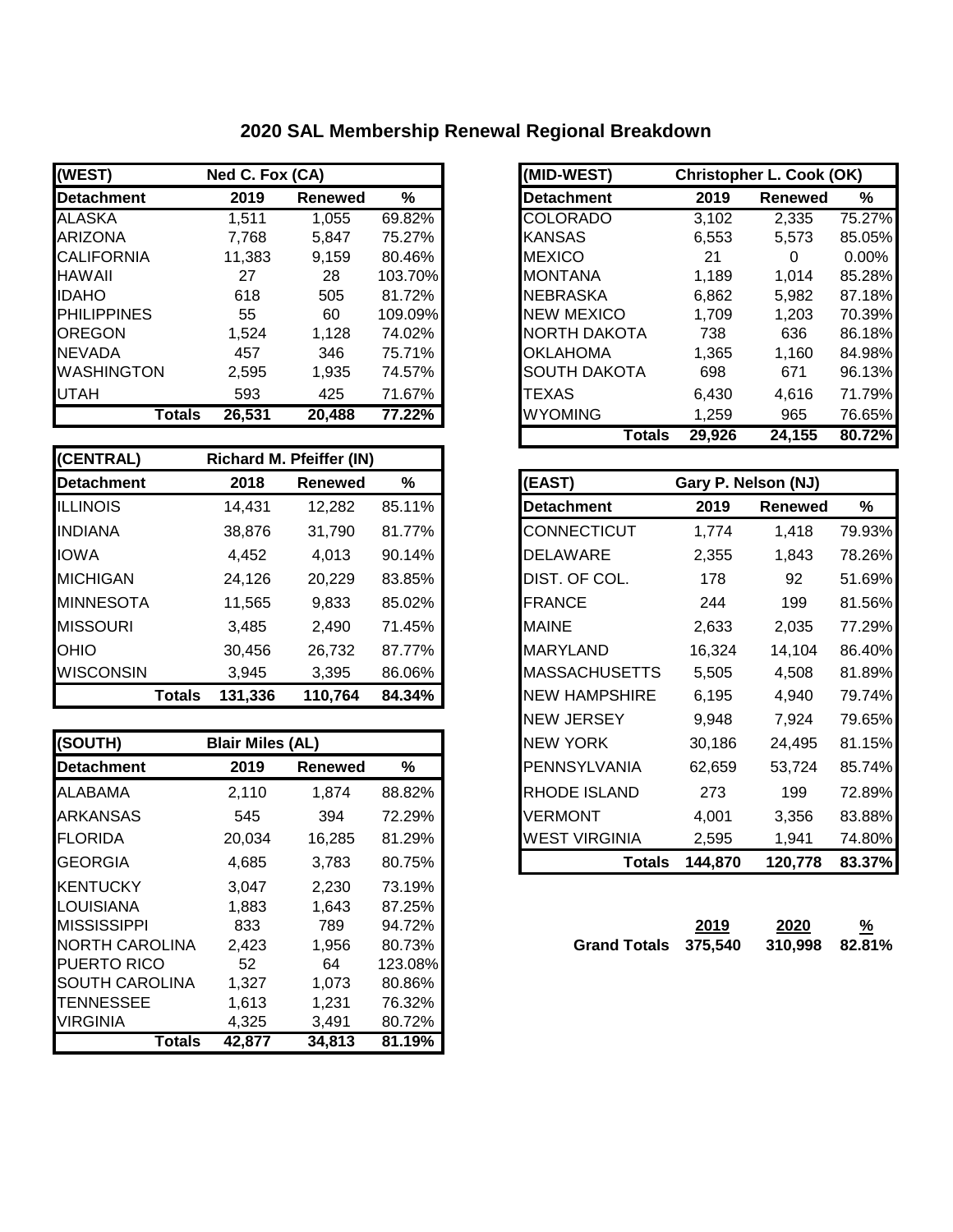# 2020 SAL Membership Renewal Regional Breakdown

| (WEST) | Ned C. Fox (CA) | | |
|---|---|---|---|
| **Detachment** | **2019** | **Renewed** | **%** |
| ALASKA | 1,511 | 1,055 | 69.82% |
| ARIZONA | 7,768 | 5,847 | 75.27% |
| CALIFORNIA | 11,383 | 9,159 | 80.46% |
| HAWAII | 27 | 28 | 103.70% |
| IDAHO | 618 | 505 | 81.72% |
| PHILIPPINES | 55 | 60 | 109.09% |
| OREGON | 1,524 | 1,128 | 74.02% |
| NEVADA | 457 | 346 | 75.71% |
| WASHINGTON | 2,595 | 1,935 | 74.57% |
| UTAH | 593 | 425 | 71.67% |
| **Totals** | **26,531** | **20,488** | **77.22%** |

| (CENTRAL) | Richard M. Pfeiffer (IN) | | |
|---|---|---|---|
| **Detachment** | **2018** | **Renewed** | **%** |
| ILLINOIS | 14,431 | 12,282 | 85.11% |
| INDIANA | 38,876 | 31,790 | 81.77% |
| IOWA | 4,452 | 4,013 | 90.14% |
| MICHIGAN | 24,126 | 20,229 | 83.85% |
| MINNESOTA | 11,565 | 9,833 | 85.02% |
| MISSOURI | 3,485 | 2,490 | 71.45% |
| OHIO | 30,456 | 26,732 | 87.77% |
| WISCONSIN | 3,945 | 3,395 | 86.06% |
| **Totals** | **131,336** | **110,764** | **84.34%** |

| (SOUTH) | Blair Miles (AL) | | |
|---|---|---|---|
| **Detachment** | **2019** | **Renewed** | **%** |
| ALABAMA | 2,110 | 1,874 | 88.82% |
| ARKANSAS | 545 | 394 | 72.29% |
| FLORIDA | 20,034 | 16,285 | 81.29% |
| GEORGIA | 4,685 | 3,783 | 80.75% |
| KENTUCKY | 3,047 | 2,230 | 73.19% |
| LOUISIANA | 1,883 | 1,643 | 87.25% |
| MISSISSIPPI | 833 | 789 | 94.72% |
| NORTH CAROLINA | 2,423 | 1,956 | 80.73% |
| PUERTO RICO | 52 | 64 | 123.08% |
| SOUTH CAROLINA | 1,327 | 1,073 | 80.86% |
| TENNESSEE | 1,613 | 1,231 | 76.32% |
| VIRGINIA | 4,325 | 3,491 | 80.72% |
| **Totals** | **42,877** | **34,813** | **81.19%** |

| (MID-WEST) | Christopher L. Cook (OK) | | |
|---|---|---|---|
| **Detachment** | **2019** | **Renewed** | **%** |
| COLORADO | 3,102 | 2,335 | 75.27% |
| KANSAS | 6,553 | 5,573 | 85.05% |
| MEXICO | 21 | 0 | 0.00% |
| MONTANA | 1,189 | 1,014 | 85.28% |
| NEBRASKA | 6,862 | 5,982 | 87.18% |
| NEW MEXICO | 1,709 | 1,203 | 70.39% |
| NORTH DAKOTA | 738 | 636 | 86.18% |
| OKLAHOMA | 1,365 | 1,160 | 84.98% |
| SOUTH DAKOTA | 698 | 671 | 96.13% |
| TEXAS | 6,430 | 4,616 | 71.79% |
| WYOMING | 1,259 | 965 | 76.65% |
| **Totals** | **29,926** | **24,155** | **80.72%** |

| (EAST) | Gary P. Nelson (NJ) | | |
|---|---|---|---|
| **Detachment** | **2019** | **Renewed** | **%** |
| CONNECTICUT | 1,774 | 1,418 | 79.93% |
| DELAWARE | 2,355 | 1,843 | 78.26% |
| DIST. OF COL. | 178 | 92 | 51.69% |
| FRANCE | 244 | 199 | 81.56% |
| MAINE | 2,633 | 2,035 | 77.29% |
| MARYLAND | 16,324 | 14,104 | 86.40% |
| MASSACHUSETTS | 5,505 | 4,508 | 81.89% |
| NEW HAMPSHIRE | 6,195 | 4,940 | 79.74% |
| NEW JERSEY | 9,948 | 7,924 | 79.65% |
| NEW YORK | 30,186 | 24,495 | 81.15% |
| PENNSYLVANIA | 62,659 | 53,724 | 85.74% |
| RHODE ISLAND | 273 | 199 | 72.89% |
| VERMONT | 4,001 | 3,356 | 83.88% |
| WEST VIRGINIA | 2,595 | 1,941 | 74.80% |
| **Totals** | **144,870** | **120,778** | **83.37%** |

| | 2019 | 2020 | % |
|---|---|---|---|
| **Grand Totals** | **375,540** | **310,998** | **82.81%** |